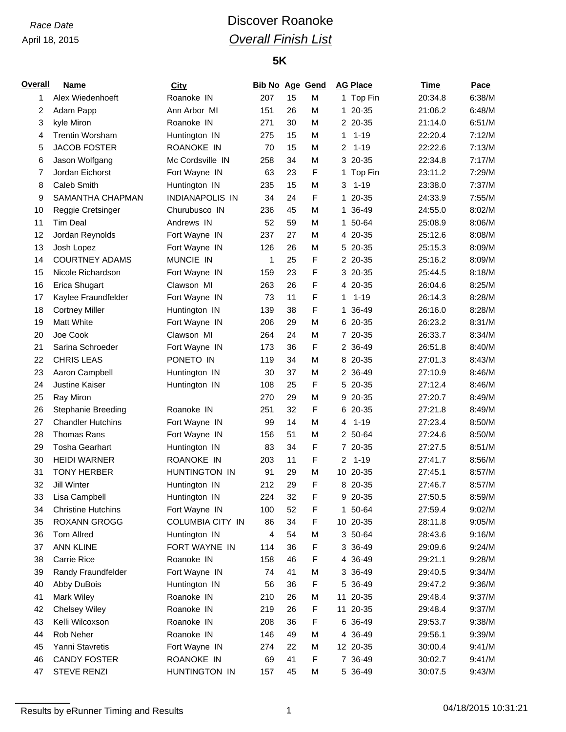*Race Date*

April 18, 2015

# Discover Roanoke

## *Overall Finish List*

### 5K

| Overall | Name | City | Bib No | Age | Gend | AG Place | Time | Pace |
|---|---|---|---|---|---|---|---|---|
| 1 | Alex Wiedenhoeft | Roanoke IN | 207 | 15 | M | 1 Top Fin | 20:34.8 | 6:38/M |
| 2 | Adam Papp | Ann Arbor MI | 151 | 26 | M | 1 20-35 | 21:06.2 | 6:48/M |
| 3 | kyle Miron | Roanoke IN | 271 | 30 | M | 2 20-35 | 21:14.0 | 6:51/M |
| 4 | Trentin Worsham | Huntington IN | 275 | 15 | M | 1 1-19 | 22:20.4 | 7:12/M |
| 5 | JACOB FOSTER | ROANOKE IN | 70 | 15 | M | 2 1-19 | 22:22.6 | 7:13/M |
| 6 | Jason Wolfgang | Mc Cordsville IN | 258 | 34 | M | 3 20-35 | 22:34.8 | 7:17/M |
| 7 | Jordan Eichorst | Fort Wayne IN | 63 | 23 | F | 1 Top Fin | 23:11.2 | 7:29/M |
| 8 | Caleb Smith | Huntington IN | 235 | 15 | M | 3 1-19 | 23:38.0 | 7:37/M |
| 9 | SAMANTHA CHAPMAN | INDIANAPOLIS IN | 34 | 24 | F | 1 20-35 | 24:33.9 | 7:55/M |
| 10 | Reggie Cretsinger | Churubusco IN | 236 | 45 | M | 1 36-49 | 24:55.0 | 8:02/M |
| 11 | Tim Deal | Andrews IN | 52 | 59 | M | 1 50-64 | 25:08.9 | 8:06/M |
| 12 | Jordan Reynolds | Fort Wayne IN | 237 | 27 | M | 4 20-35 | 25:12.6 | 8:08/M |
| 13 | Josh Lopez | Fort Wayne IN | 126 | 26 | M | 5 20-35 | 25:15.3 | 8:09/M |
| 14 | COURTNEY ADAMS | MUNCIE IN | 1 | 25 | F | 2 20-35 | 25:16.2 | 8:09/M |
| 15 | Nicole Richardson | Fort Wayne IN | 159 | 23 | F | 3 20-35 | 25:44.5 | 8:18/M |
| 16 | Erica Shugart | Clawson MI | 263 | 26 | F | 4 20-35 | 26:04.6 | 8:25/M |
| 17 | Kaylee Fraundfelder | Fort Wayne IN | 73 | 11 | F | 1 1-19 | 26:14.3 | 8:28/M |
| 18 | Cortney Miller | Huntington IN | 139 | 38 | F | 1 36-49 | 26:16.0 | 8:28/M |
| 19 | Matt White | Fort Wayne IN | 206 | 29 | M | 6 20-35 | 26:23.2 | 8:31/M |
| 20 | Joe Cook | Clawson MI | 264 | 24 | M | 7 20-35 | 26:33.7 | 8:34/M |
| 21 | Sarina Schroeder | Fort Wayne IN | 173 | 36 | F | 2 36-49 | 26:51.8 | 8:40/M |
| 22 | CHRIS LEAS | PONETO IN | 119 | 34 | M | 8 20-35 | 27:01.3 | 8:43/M |
| 23 | Aaron Campbell | Huntington IN | 30 | 37 | M | 2 36-49 | 27:10.9 | 8:46/M |
| 24 | Justine Kaiser | Huntington IN | 108 | 25 | F | 5 20-35 | 27:12.4 | 8:46/M |
| 25 | Ray Miron | | 270 | 29 | M | 9 20-35 | 27:20.7 | 8:49/M |
| 26 | Stephanie Breeding | Roanoke IN | 251 | 32 | F | 6 20-35 | 27:21.8 | 8:49/M |
| 27 | Chandler Hutchins | Fort Wayne IN | 99 | 14 | M | 4 1-19 | 27:23.4 | 8:50/M |
| 28 | Thomas Rans | Fort Wayne IN | 156 | 51 | M | 2 50-64 | 27:24.6 | 8:50/M |
| 29 | Tosha Gearhart | Huntington IN | 83 | 34 | F | 7 20-35 | 27:27.5 | 8:51/M |
| 30 | HEIDI WARNER | ROANOKE IN | 203 | 11 | F | 2 1-19 | 27:41.7 | 8:56/M |
| 31 | TONY HERBER | HUNTINGTON IN | 91 | 29 | M | 10 20-35 | 27:45.1 | 8:57/M |
| 32 | Jill Winter | Huntington IN | 212 | 29 | F | 8 20-35 | 27:46.7 | 8:57/M |
| 33 | Lisa Campbell | Huntington IN | 224 | 32 | F | 9 20-35 | 27:50.5 | 8:59/M |
| 34 | Christine Hutchins | Fort Wayne IN | 100 | 52 | F | 1 50-64 | 27:59.4 | 9:02/M |
| 35 | ROXANN GROGG | COLUMBIA CITY IN | 86 | 34 | F | 10 20-35 | 28:11.8 | 9:05/M |
| 36 | Tom Allred | Huntington IN | 4 | 54 | M | 3 50-64 | 28:43.6 | 9:16/M |
| 37 | ANN KLINE | FORT WAYNE IN | 114 | 36 | F | 3 36-49 | 29:09.6 | 9:24/M |
| 38 | Carrie Rice | Roanoke IN | 158 | 46 | F | 4 36-49 | 29:21.1 | 9:28/M |
| 39 | Randy Fraundfelder | Fort Wayne IN | 74 | 41 | M | 3 36-49 | 29:40.5 | 9:34/M |
| 40 | Abby DuBois | Huntington IN | 56 | 36 | F | 5 36-49 | 29:47.2 | 9:36/M |
| 41 | Mark Wiley | Roanoke IN | 210 | 26 | M | 11 20-35 | 29:48.4 | 9:37/M |
| 42 | Chelsey Wiley | Roanoke IN | 219 | 26 | F | 11 20-35 | 29:48.4 | 9:37/M |
| 43 | Kelli Wilcoxson | Roanoke IN | 208 | 36 | F | 6 36-49 | 29:53.7 | 9:38/M |
| 44 | Rob Neher | Roanoke IN | 146 | 49 | M | 4 36-49 | 29:56.1 | 9:39/M |
| 45 | Yanni Stavretis | Fort Wayne IN | 274 | 22 | M | 12 20-35 | 30:00.4 | 9:41/M |
| 46 | CANDY FOSTER | ROANOKE IN | 69 | 41 | F | 7 36-49 | 30:02.7 | 9:41/M |
| 47 | STEVE RENZI | HUNTINGTON IN | 157 | 45 | M | 5 36-49 | 30:07.5 | 9:43/M |

Results by eRunner Timing and Results

04/18/2015 10:31:21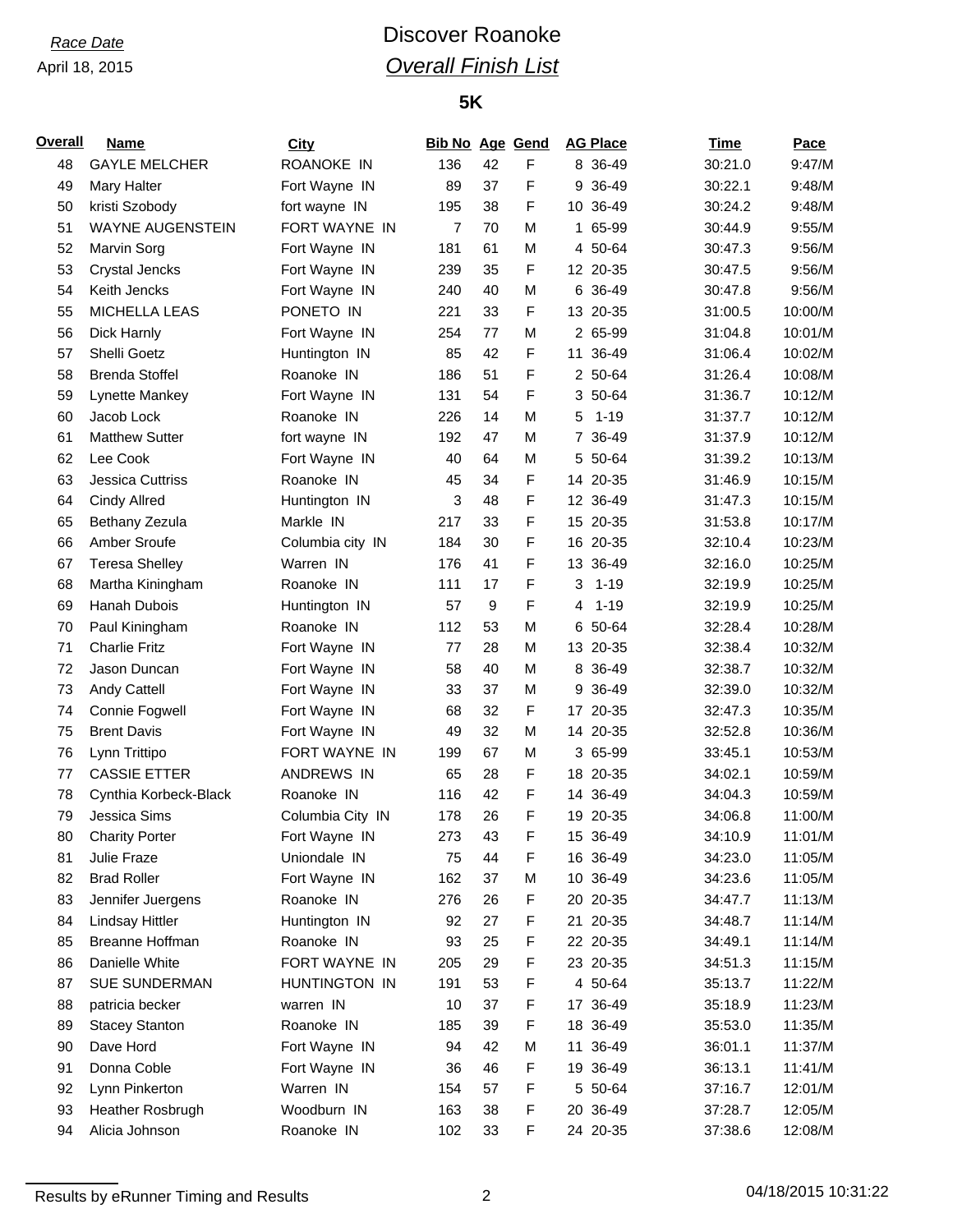*Race Date*
April 18, 2015

# Discover Roanoke
## *Overall Finish List*

### 5K

| Overall | Name | City | Bib No | Age | Gend | AG Place | Time | Pace |
|---|---|---|---|---|---|---|---|---|
| 48 | GAYLE MELCHER | ROANOKE IN | 136 | 42 | F | 8 36-49 | 30:21.0 | 9:47/M |
| 49 | Mary Halter | Fort Wayne IN | 89 | 37 | F | 9 36-49 | 30:22.1 | 9:48/M |
| 50 | kristi Szobody | fort wayne IN | 195 | 38 | F | 10 36-49 | 30:24.2 | 9:48/M |
| 51 | WAYNE AUGENSTEIN | FORT WAYNE IN | 7 | 70 | M | 1 65-99 | 30:44.9 | 9:55/M |
| 52 | Marvin Sorg | Fort Wayne IN | 181 | 61 | M | 4 50-64 | 30:47.3 | 9:56/M |
| 53 | Crystal Jencks | Fort Wayne IN | 239 | 35 | F | 12 20-35 | 30:47.5 | 9:56/M |
| 54 | Keith Jencks | Fort Wayne IN | 240 | 40 | M | 6 36-49 | 30:47.8 | 9:56/M |
| 55 | MICHELLA LEAS | PONETO IN | 221 | 33 | F | 13 20-35 | 31:00.5 | 10:00/M |
| 56 | Dick Harnly | Fort Wayne IN | 254 | 77 | M | 2 65-99 | 31:04.8 | 10:01/M |
| 57 | Shelli Goetz | Huntington IN | 85 | 42 | F | 11 36-49 | 31:06.4 | 10:02/M |
| 58 | Brenda Stoffel | Roanoke IN | 186 | 51 | F | 2 50-64 | 31:26.4 | 10:08/M |
| 59 | Lynette Mankey | Fort Wayne IN | 131 | 54 | F | 3 50-64 | 31:36.7 | 10:12/M |
| 60 | Jacob Lock | Roanoke IN | 226 | 14 | M | 5 1-19 | 31:37.7 | 10:12/M |
| 61 | Matthew Sutter | fort wayne IN | 192 | 47 | M | 7 36-49 | 31:37.9 | 10:12/M |
| 62 | Lee Cook | Fort Wayne IN | 40 | 64 | M | 5 50-64 | 31:39.2 | 10:13/M |
| 63 | Jessica Cuttriss | Roanoke IN | 45 | 34 | F | 14 20-35 | 31:46.9 | 10:15/M |
| 64 | Cindy Allred | Huntington IN | 3 | 48 | F | 12 36-49 | 31:47.3 | 10:15/M |
| 65 | Bethany Zezula | Markle IN | 217 | 33 | F | 15 20-35 | 31:53.8 | 10:17/M |
| 66 | Amber Sroufe | Columbia city IN | 184 | 30 | F | 16 20-35 | 32:10.4 | 10:23/M |
| 67 | Teresa Shelley | Warren IN | 176 | 41 | F | 13 36-49 | 32:16.0 | 10:25/M |
| 68 | Martha Kiningham | Roanoke IN | 111 | 17 | F | 3 1-19 | 32:19.9 | 10:25/M |
| 69 | Hanah Dubois | Huntington IN | 57 | 9 | F | 4 1-19 | 32:19.9 | 10:25/M |
| 70 | Paul Kiningham | Roanoke IN | 112 | 53 | M | 6 50-64 | 32:28.4 | 10:28/M |
| 71 | Charlie Fritz | Fort Wayne IN | 77 | 28 | M | 13 20-35 | 32:38.4 | 10:32/M |
| 72 | Jason Duncan | Fort Wayne IN | 58 | 40 | M | 8 36-49 | 32:38.7 | 10:32/M |
| 73 | Andy Cattell | Fort Wayne IN | 33 | 37 | M | 9 36-49 | 32:39.0 | 10:32/M |
| 74 | Connie Fogwell | Fort Wayne IN | 68 | 32 | F | 17 20-35 | 32:47.3 | 10:35/M |
| 75 | Brent Davis | Fort Wayne IN | 49 | 32 | M | 14 20-35 | 32:52.8 | 10:36/M |
| 76 | Lynn Trittipo | FORT WAYNE IN | 199 | 67 | M | 3 65-99 | 33:45.1 | 10:53/M |
| 77 | CASSIE ETTER | ANDREWS IN | 65 | 28 | F | 18 20-35 | 34:02.1 | 10:59/M |
| 78 | Cynthia Korbeck-Black | Roanoke IN | 116 | 42 | F | 14 36-49 | 34:04.3 | 10:59/M |
| 79 | Jessica Sims | Columbia City IN | 178 | 26 | F | 19 20-35 | 34:06.8 | 11:00/M |
| 80 | Charity Porter | Fort Wayne IN | 273 | 43 | F | 15 36-49 | 34:10.9 | 11:01/M |
| 81 | Julie Fraze | Uniondale IN | 75 | 44 | F | 16 36-49 | 34:23.0 | 11:05/M |
| 82 | Brad Roller | Fort Wayne IN | 162 | 37 | M | 10 36-49 | 34:23.6 | 11:05/M |
| 83 | Jennifer Juergens | Roanoke IN | 276 | 26 | F | 20 20-35 | 34:47.7 | 11:13/M |
| 84 | Lindsay Hittler | Huntington IN | 92 | 27 | F | 21 20-35 | 34:48.7 | 11:14/M |
| 85 | Breanne Hoffman | Roanoke IN | 93 | 25 | F | 22 20-35 | 34:49.1 | 11:14/M |
| 86 | Danielle White | FORT WAYNE IN | 205 | 29 | F | 23 20-35 | 34:51.3 | 11:15/M |
| 87 | SUE SUNDERMAN | HUNTINGTON IN | 191 | 53 | F | 4 50-64 | 35:13.7 | 11:22/M |
| 88 | patricia becker | warren IN | 10 | 37 | F | 17 36-49 | 35:18.9 | 11:23/M |
| 89 | Stacey Stanton | Roanoke IN | 185 | 39 | F | 18 36-49 | 35:53.0 | 11:35/M |
| 90 | Dave Hord | Fort Wayne IN | 94 | 42 | M | 11 36-49 | 36:01.1 | 11:37/M |
| 91 | Donna Coble | Fort Wayne IN | 36 | 46 | F | 19 36-49 | 36:13.1 | 11:41/M |
| 92 | Lynn Pinkerton | Warren IN | 154 | 57 | F | 5 50-64 | 37:16.7 | 12:01/M |
| 93 | Heather Rosbrugh | Woodburn IN | 163 | 38 | F | 20 36-49 | 37:28.7 | 12:05/M |
| 94 | Alicia Johnson | Roanoke IN | 102 | 33 | F | 24 20-35 | 37:38.6 | 12:08/M |

Results by eRunner Timing and Results    04/18/2015 10:31:22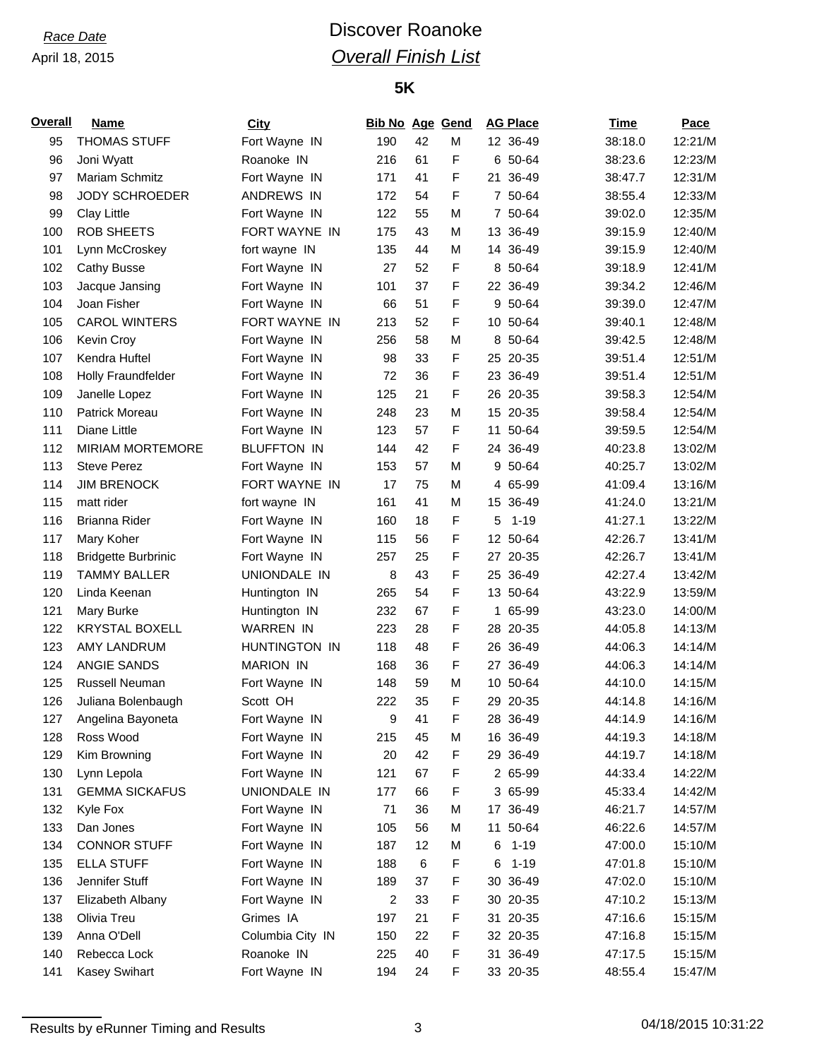*Race Date*

April 18, 2015

# Discover Roanoke

## *Overall Finish List*

### 5K

| Overall | Name | City | Bib No | Age | Gend | AG Place | Time | Pace |
|---|---|---|---|---|---|---|---|---|
| 95 | THOMAS STUFF | Fort Wayne IN | 190 | 42 | M | 12 36-49 | 38:18.0 | 12:21/M |
| 96 | Joni Wyatt | Roanoke IN | 216 | 61 | F | 6 50-64 | 38:23.6 | 12:23/M |
| 97 | Mariam Schmitz | Fort Wayne IN | 171 | 41 | F | 21 36-49 | 38:47.7 | 12:31/M |
| 98 | JODY SCHROEDER | ANDREWS IN | 172 | 54 | F | 7 50-64 | 38:55.4 | 12:33/M |
| 99 | Clay Little | Fort Wayne IN | 122 | 55 | M | 7 50-64 | 39:02.0 | 12:35/M |
| 100 | ROB SHEETS | FORT WAYNE IN | 175 | 43 | M | 13 36-49 | 39:15.9 | 12:40/M |
| 101 | Lynn McCroskey | fort wayne IN | 135 | 44 | M | 14 36-49 | 39:15.9 | 12:40/M |
| 102 | Cathy Busse | Fort Wayne IN | 27 | 52 | F | 8 50-64 | 39:18.9 | 12:41/M |
| 103 | Jacque Jansing | Fort Wayne IN | 101 | 37 | F | 22 36-49 | 39:34.2 | 12:46/M |
| 104 | Joan Fisher | Fort Wayne IN | 66 | 51 | F | 9 50-64 | 39:39.0 | 12:47/M |
| 105 | CAROL WINTERS | FORT WAYNE IN | 213 | 52 | F | 10 50-64 | 39:40.1 | 12:48/M |
| 106 | Kevin Croy | Fort Wayne IN | 256 | 58 | M | 8 50-64 | 39:42.5 | 12:48/M |
| 107 | Kendra Huftel | Fort Wayne IN | 98 | 33 | F | 25 20-35 | 39:51.4 | 12:51/M |
| 108 | Holly Fraundfelder | Fort Wayne IN | 72 | 36 | F | 23 36-49 | 39:51.4 | 12:51/M |
| 109 | Janelle Lopez | Fort Wayne IN | 125 | 21 | F | 26 20-35 | 39:58.3 | 12:54/M |
| 110 | Patrick Moreau | Fort Wayne IN | 248 | 23 | M | 15 20-35 | 39:58.4 | 12:54/M |
| 111 | Diane Little | Fort Wayne IN | 123 | 57 | F | 11 50-64 | 39:59.5 | 12:54/M |
| 112 | MIRIAM MORTEMORE | BLUFFTON IN | 144 | 42 | F | 24 36-49 | 40:23.8 | 13:02/M |
| 113 | Steve Perez | Fort Wayne IN | 153 | 57 | M | 9 50-64 | 40:25.7 | 13:02/M |
| 114 | JIM BRENOCK | FORT WAYNE IN | 17 | 75 | M | 4 65-99 | 41:09.4 | 13:16/M |
| 115 | matt rider | fort wayne IN | 161 | 41 | M | 15 36-49 | 41:24.0 | 13:21/M |
| 116 | Brianna Rider | Fort Wayne IN | 160 | 18 | F | 5 1-19 | 41:27.1 | 13:22/M |
| 117 | Mary Koher | Fort Wayne IN | 115 | 56 | F | 12 50-64 | 42:26.7 | 13:41/M |
| 118 | Bridgette Burbrinic | Fort Wayne IN | 257 | 25 | F | 27 20-35 | 42:26.7 | 13:41/M |
| 119 | TAMMY BALLER | UNIONDALE IN | 8 | 43 | F | 25 36-49 | 42:27.4 | 13:42/M |
| 120 | Linda Keenan | Huntington IN | 265 | 54 | F | 13 50-64 | 43:22.9 | 13:59/M |
| 121 | Mary Burke | Huntington IN | 232 | 67 | F | 1 65-99 | 43:23.0 | 14:00/M |
| 122 | KRYSTAL BOXELL | WARREN IN | 223 | 28 | F | 28 20-35 | 44:05.8 | 14:13/M |
| 123 | AMY LANDRUM | HUNTINGTON IN | 118 | 48 | F | 26 36-49 | 44:06.3 | 14:14/M |
| 124 | ANGIE SANDS | MARION IN | 168 | 36 | F | 27 36-49 | 44:06.3 | 14:14/M |
| 125 | Russell Neuman | Fort Wayne IN | 148 | 59 | M | 10 50-64 | 44:10.0 | 14:15/M |
| 126 | Juliana Bolenbaugh | Scott OH | 222 | 35 | F | 29 20-35 | 44:14.8 | 14:16/M |
| 127 | Angelina Bayoneta | Fort Wayne IN | 9 | 41 | F | 28 36-49 | 44:14.9 | 14:16/M |
| 128 | Ross Wood | Fort Wayne IN | 215 | 45 | M | 16 36-49 | 44:19.3 | 14:18/M |
| 129 | Kim Browning | Fort Wayne IN | 20 | 42 | F | 29 36-49 | 44:19.7 | 14:18/M |
| 130 | Lynn Lepola | Fort Wayne IN | 121 | 67 | F | 2 65-99 | 44:33.4 | 14:22/M |
| 131 | GEMMA SICKAFUS | UNIONDALE IN | 177 | 66 | F | 3 65-99 | 45:33.4 | 14:42/M |
| 132 | Kyle Fox | Fort Wayne IN | 71 | 36 | M | 17 36-49 | 46:21.7 | 14:57/M |
| 133 | Dan Jones | Fort Wayne IN | 105 | 56 | M | 11 50-64 | 46:22.6 | 14:57/M |
| 134 | CONNOR STUFF | Fort Wayne IN | 187 | 12 | M | 6 1-19 | 47:00.0 | 15:10/M |
| 135 | ELLA STUFF | Fort Wayne IN | 188 | 6 | F | 6 1-19 | 47:01.8 | 15:10/M |
| 136 | Jennifer Stuff | Fort Wayne IN | 189 | 37 | F | 30 36-49 | 47:02.0 | 15:10/M |
| 137 | Elizabeth Albany | Fort Wayne IN | 2 | 33 | F | 30 20-35 | 47:10.2 | 15:13/M |
| 138 | Olivia Treu | Grimes IA | 197 | 21 | F | 31 20-35 | 47:16.6 | 15:15/M |
| 139 | Anna O'Dell | Columbia City IN | 150 | 22 | F | 32 20-35 | 47:16.8 | 15:15/M |
| 140 | Rebecca Lock | Roanoke IN | 225 | 40 | F | 31 36-49 | 47:17.5 | 15:15/M |
| 141 | Kasey Swihart | Fort Wayne IN | 194 | 24 | F | 33 20-35 | 48:55.4 | 15:47/M |

Results by eRunner Timing and Results

04/18/2015 10:31:22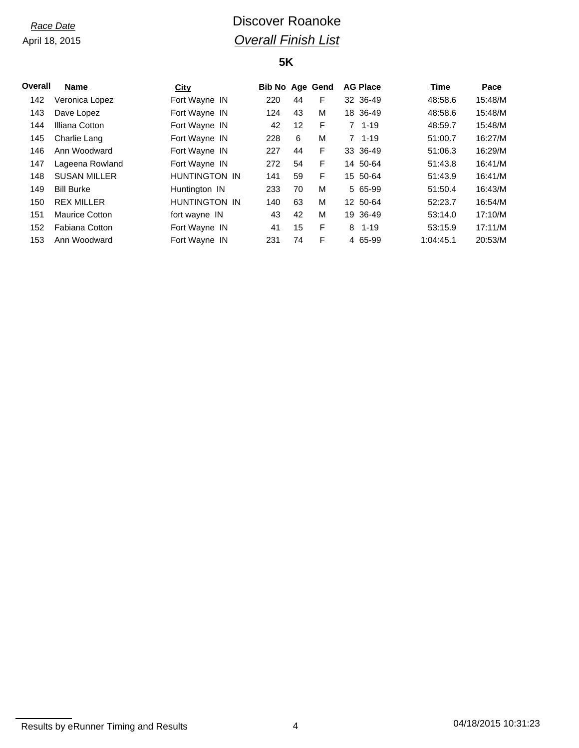*Race Date*

April 18, 2015

# Discover Roanoke

## *Overall Finish List*

### 5K

| Overall | Name | City | Bib No | Age | Gend | AG Place | Time | Pace |
|---|---|---|---|---|---|---|---|---|
| 142 | Veronica Lopez | Fort Wayne IN | 220 | 44 | F | 32 36-49 | 48:58.6 | 15:48/M |
| 143 | Dave Lopez | Fort Wayne IN | 124 | 43 | M | 18 36-49 | 48:58.6 | 15:48/M |
| 144 | Illiana Cotton | Fort Wayne IN | 42 | 12 | F | 7 1-19 | 48:59.7 | 15:48/M |
| 145 | Charlie Lang | Fort Wayne IN | 228 | 6 | M | 7 1-19 | 51:00.7 | 16:27/M |
| 146 | Ann Woodward | Fort Wayne IN | 227 | 44 | F | 33 36-49 | 51:06.3 | 16:29/M |
| 147 | Lageena Rowland | Fort Wayne IN | 272 | 54 | F | 14 50-64 | 51:43.8 | 16:41/M |
| 148 | SUSAN MILLER | HUNTINGTON IN | 141 | 59 | F | 15 50-64 | 51:43.9 | 16:41/M |
| 149 | Bill Burke | Huntington IN | 233 | 70 | M | 5 65-99 | 51:50.4 | 16:43/M |
| 150 | REX MILLER | HUNTINGTON IN | 140 | 63 | M | 12 50-64 | 52:23.7 | 16:54/M |
| 151 | Maurice Cotton | fort wayne IN | 43 | 42 | M | 19 36-49 | 53:14.0 | 17:10/M |
| 152 | Fabiana Cotton | Fort Wayne IN | 41 | 15 | F | 8 1-19 | 53:15.9 | 17:11/M |
| 153 | Ann Woodward | Fort Wayne IN | 231 | 74 | F | 4 65-99 | 1:04:45.1 | 20:53/M |

Results by eRunner Timing and Results

04/18/2015 10:31:23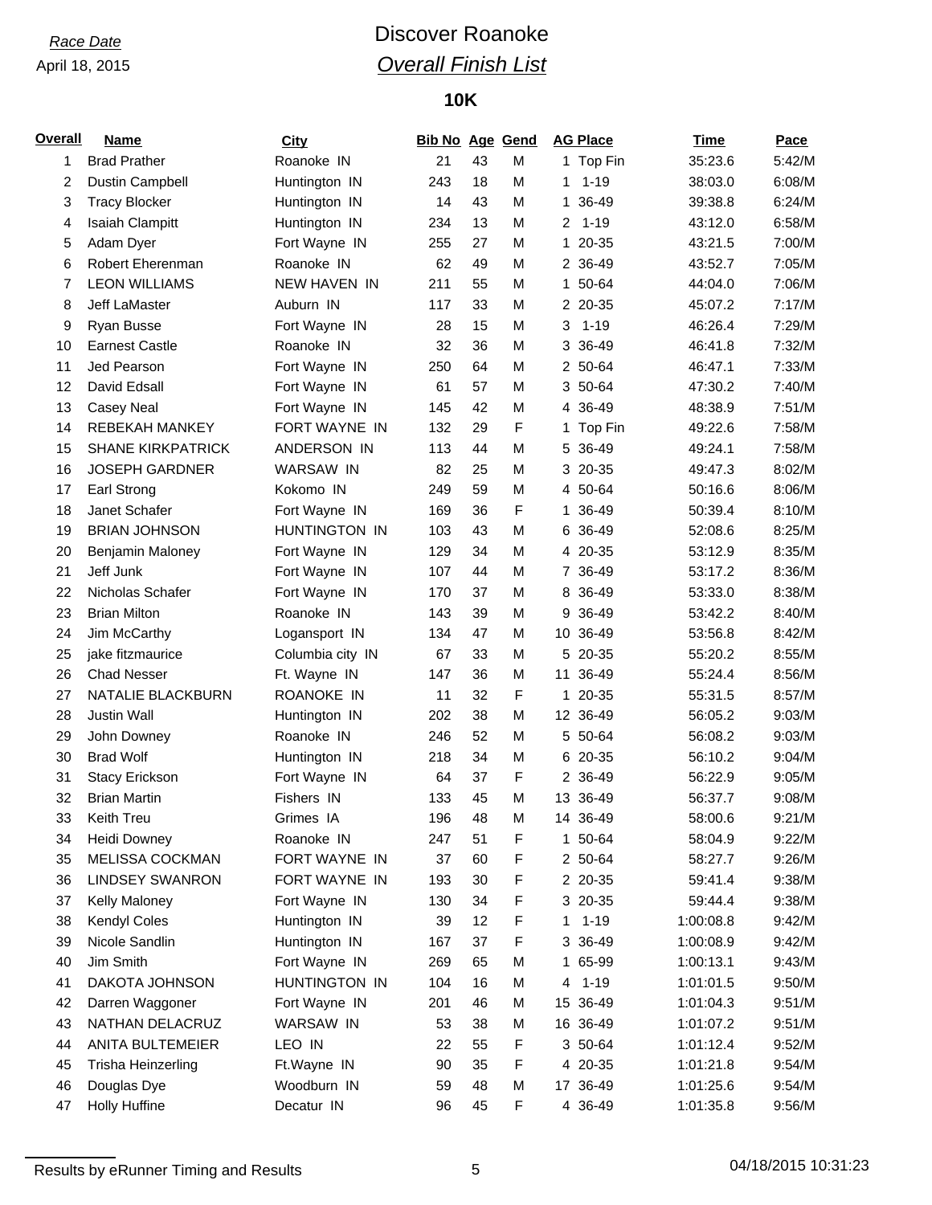*Race Date*
April 18, 2015

# Discover Roanoke

## *Overall Finish List*

### 10K

| Overall | Name | City | Bib No | Age | Gend | AG Place | Time | Pace |
|---|---|---|---|---|---|---|---|---|
| 1 | Brad Prather | Roanoke IN | 21 | 43 | M | 1 Top Fin | 35:23.6 | 5:42/M |
| 2 | Dustin Campbell | Huntington IN | 243 | 18 | M | 1 1-19 | 38:03.0 | 6:08/M |
| 3 | Tracy Blocker | Huntington IN | 14 | 43 | M | 1 36-49 | 39:38.8 | 6:24/M |
| 4 | Isaiah Clampitt | Huntington IN | 234 | 13 | M | 2 1-19 | 43:12.0 | 6:58/M |
| 5 | Adam Dyer | Fort Wayne IN | 255 | 27 | M | 1 20-35 | 43:21.5 | 7:00/M |
| 6 | Robert Eherenman | Roanoke IN | 62 | 49 | M | 2 36-49 | 43:52.7 | 7:05/M |
| 7 | LEON WILLIAMS | NEW HAVEN IN | 211 | 55 | M | 1 50-64 | 44:04.0 | 7:06/M |
| 8 | Jeff LaMaster | Auburn IN | 117 | 33 | M | 2 20-35 | 45:07.2 | 7:17/M |
| 9 | Ryan Busse | Fort Wayne IN | 28 | 15 | M | 3 1-19 | 46:26.4 | 7:29/M |
| 10 | Earnest Castle | Roanoke IN | 32 | 36 | M | 3 36-49 | 46:41.8 | 7:32/M |
| 11 | Jed Pearson | Fort Wayne IN | 250 | 64 | M | 2 50-64 | 46:47.1 | 7:33/M |
| 12 | David Edsall | Fort Wayne IN | 61 | 57 | M | 3 50-64 | 47:30.2 | 7:40/M |
| 13 | Casey Neal | Fort Wayne IN | 145 | 42 | M | 4 36-49 | 48:38.9 | 7:51/M |
| 14 | REBEKAH MANKEY | FORT WAYNE IN | 132 | 29 | F | 1 Top Fin | 49:22.6 | 7:58/M |
| 15 | SHANE KIRKPATRICK | ANDERSON IN | 113 | 44 | M | 5 36-49 | 49:24.1 | 7:58/M |
| 16 | JOSEPH GARDNER | WARSAW IN | 82 | 25 | M | 3 20-35 | 49:47.3 | 8:02/M |
| 17 | Earl Strong | Kokomo IN | 249 | 59 | M | 4 50-64 | 50:16.6 | 8:06/M |
| 18 | Janet Schafer | Fort Wayne IN | 169 | 36 | F | 1 36-49 | 50:39.4 | 8:10/M |
| 19 | BRIAN JOHNSON | HUNTINGTON IN | 103 | 43 | M | 6 36-49 | 52:08.6 | 8:25/M |
| 20 | Benjamin Maloney | Fort Wayne IN | 129 | 34 | M | 4 20-35 | 53:12.9 | 8:35/M |
| 21 | Jeff Junk | Fort Wayne IN | 107 | 44 | M | 7 36-49 | 53:17.2 | 8:36/M |
| 22 | Nicholas Schafer | Fort Wayne IN | 170 | 37 | M | 8 36-49 | 53:33.0 | 8:38/M |
| 23 | Brian Milton | Roanoke IN | 143 | 39 | M | 9 36-49 | 53:42.2 | 8:40/M |
| 24 | Jim McCarthy | Logansport IN | 134 | 47 | M | 10 36-49 | 53:56.8 | 8:42/M |
| 25 | jake fitzmaurice | Columbia city IN | 67 | 33 | M | 5 20-35 | 55:20.2 | 8:55/M |
| 26 | Chad Nesser | Ft. Wayne IN | 147 | 36 | M | 11 36-49 | 55:24.4 | 8:56/M |
| 27 | NATALIE BLACKBURN | ROANOKE IN | 11 | 32 | F | 1 20-35 | 55:31.5 | 8:57/M |
| 28 | Justin Wall | Huntington IN | 202 | 38 | M | 12 36-49 | 56:05.2 | 9:03/M |
| 29 | John Downey | Roanoke IN | 246 | 52 | M | 5 50-64 | 56:08.2 | 9:03/M |
| 30 | Brad Wolf | Huntington IN | 218 | 34 | M | 6 20-35 | 56:10.2 | 9:04/M |
| 31 | Stacy Erickson | Fort Wayne IN | 64 | 37 | F | 2 36-49 | 56:22.9 | 9:05/M |
| 32 | Brian Martin | Fishers IN | 133 | 45 | M | 13 36-49 | 56:37.7 | 9:08/M |
| 33 | Keith Treu | Grimes IA | 196 | 48 | M | 14 36-49 | 58:00.6 | 9:21/M |
| 34 | Heidi Downey | Roanoke IN | 247 | 51 | F | 1 50-64 | 58:04.9 | 9:22/M |
| 35 | MELISSA COCKMAN | FORT WAYNE IN | 37 | 60 | F | 2 50-64 | 58:27.7 | 9:26/M |
| 36 | LINDSEY SWANRON | FORT WAYNE IN | 193 | 30 | F | 2 20-35 | 59:41.4 | 9:38/M |
| 37 | Kelly Maloney | Fort Wayne IN | 130 | 34 | F | 3 20-35 | 59:44.4 | 9:38/M |
| 38 | Kendyl Coles | Huntington IN | 39 | 12 | F | 1 1-19 | 1:00:08.8 | 9:42/M |
| 39 | Nicole Sandlin | Huntington IN | 167 | 37 | F | 3 36-49 | 1:00:08.9 | 9:42/M |
| 40 | Jim Smith | Fort Wayne IN | 269 | 65 | M | 1 65-99 | 1:00:13.1 | 9:43/M |
| 41 | DAKOTA JOHNSON | HUNTINGTON IN | 104 | 16 | M | 4 1-19 | 1:01:01.5 | 9:50/M |
| 42 | Darren Waggoner | Fort Wayne IN | 201 | 46 | M | 15 36-49 | 1:01:04.3 | 9:51/M |
| 43 | NATHAN DELACRUZ | WARSAW IN | 53 | 38 | M | 16 36-49 | 1:01:07.2 | 9:51/M |
| 44 | ANITA BULTEMEIER | LEO IN | 22 | 55 | F | 3 50-64 | 1:01:12.4 | 9:52/M |
| 45 | Trisha Heinzerling | Ft.Wayne IN | 90 | 35 | F | 4 20-35 | 1:01:21.8 | 9:54/M |
| 46 | Douglas Dye | Woodburn IN | 59 | 48 | M | 17 36-49 | 1:01:25.6 | 9:54/M |
| 47 | Holly Huffine | Decatur IN | 96 | 45 | F | 4 36-49 | 1:01:35.8 | 9:56/M |

Results by eRunner Timing and Results 04/18/2015 10:31:23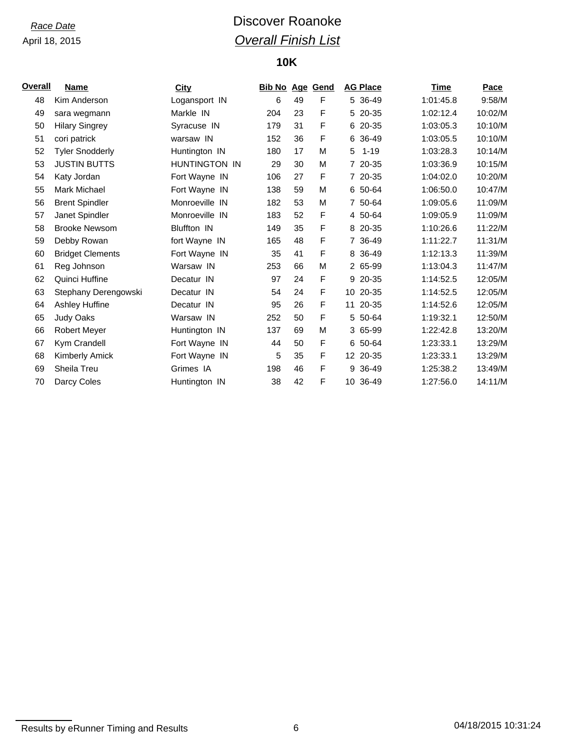*Race Date*
April 18, 2015

# Discover Roanoke

## *Overall Finish List*

### 10K

| Overall | Name | City | Bib No | Age | Gend | AG Place | Time | Pace |
|---|---|---|---|---|---|---|---|---|
| 48 | Kim Anderson | Logansport IN | 6 | 49 | F | 5 36-49 | 1:01:45.8 | 9:58/M |
| 49 | sara wegmann | Markle IN | 204 | 23 | F | 5 20-35 | 1:02:12.4 | 10:02/M |
| 50 | Hilary Singrey | Syracuse IN | 179 | 31 | F | 6 20-35 | 1:03:05.3 | 10:10/M |
| 51 | cori patrick | warsaw IN | 152 | 36 | F | 6 36-49 | 1:03:05.5 | 10:10/M |
| 52 | Tyler Snodderly | Huntington IN | 180 | 17 | M | 5 1-19 | 1:03:28.3 | 10:14/M |
| 53 | JUSTIN BUTTS | HUNTINGTON IN | 29 | 30 | M | 7 20-35 | 1:03:36.9 | 10:15/M |
| 54 | Katy Jordan | Fort Wayne IN | 106 | 27 | F | 7 20-35 | 1:04:02.0 | 10:20/M |
| 55 | Mark Michael | Fort Wayne IN | 138 | 59 | M | 6 50-64 | 1:06:50.0 | 10:47/M |
| 56 | Brent Spindler | Monroeville IN | 182 | 53 | M | 7 50-64 | 1:09:05.6 | 11:09/M |
| 57 | Janet Spindler | Monroeville IN | 183 | 52 | F | 4 50-64 | 1:09:05.9 | 11:09/M |
| 58 | Brooke Newsom | Bluffton IN | 149 | 35 | F | 8 20-35 | 1:10:26.6 | 11:22/M |
| 59 | Debby Rowan | fort Wayne IN | 165 | 48 | F | 7 36-49 | 1:11:22.7 | 11:31/M |
| 60 | Bridget Clements | Fort Wayne IN | 35 | 41 | F | 8 36-49 | 1:12:13.3 | 11:39/M |
| 61 | Reg Johnson | Warsaw IN | 253 | 66 | M | 2 65-99 | 1:13:04.3 | 11:47/M |
| 62 | Quinci Huffine | Decatur IN | 97 | 24 | F | 9 20-35 | 1:14:52.5 | 12:05/M |
| 63 | Stephany Derengowski | Decatur IN | 54 | 24 | F | 10 20-35 | 1:14:52.5 | 12:05/M |
| 64 | Ashley Huffine | Decatur IN | 95 | 26 | F | 11 20-35 | 1:14:52.6 | 12:05/M |
| 65 | Judy Oaks | Warsaw IN | 252 | 50 | F | 5 50-64 | 1:19:32.1 | 12:50/M |
| 66 | Robert Meyer | Huntington IN | 137 | 69 | M | 3 65-99 | 1:22:42.8 | 13:20/M |
| 67 | Kym Crandell | Fort Wayne IN | 44 | 50 | F | 6 50-64 | 1:23:33.1 | 13:29/M |
| 68 | Kimberly Amick | Fort Wayne IN | 5 | 35 | F | 12 20-35 | 1:23:33.1 | 13:29/M |
| 69 | Sheila Treu | Grimes IA | 198 | 46 | F | 9 36-49 | 1:25:38.2 | 13:49/M |
| 70 | Darcy Coles | Huntington IN | 38 | 42 | F | 10 36-49 | 1:27:56.0 | 14:11/M |

Results by eRunner Timing and Results — 04/18/2015 10:31:24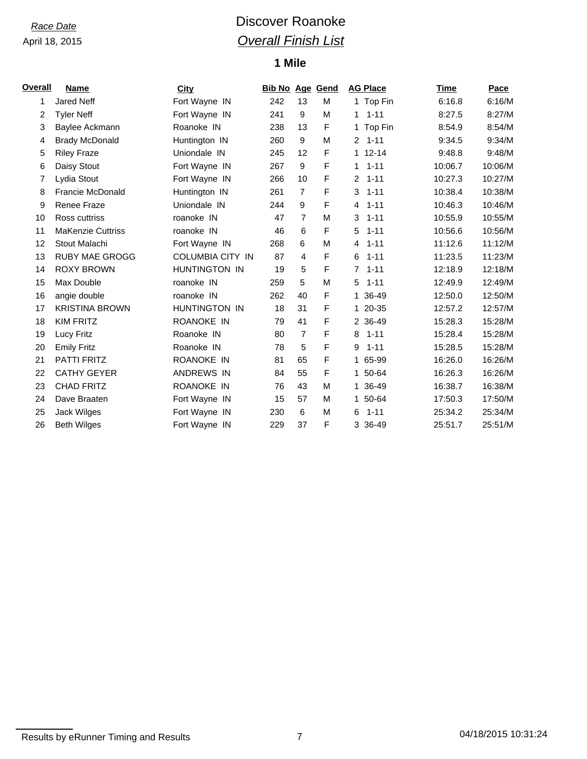*Race Date*

April 18, 2015

# Discover Roanoke

## *Overall Finish List*

### 1 Mile

| Overall | Name | City | Bib No | Age | Gend | AG Place | Time | Pace |
|---|---|---|---|---|---|---|---|---|
| 1 | Jared Neff | Fort Wayne IN | 242 | 13 | M | 1 Top Fin | 6:16.8 | 6:16/M |
| 2 | Tyler Neff | Fort Wayne IN | 241 | 9 | M | 1 1-11 | 8:27.5 | 8:27/M |
| 3 | Baylee Ackmann | Roanoke IN | 238 | 13 | F | 1 Top Fin | 8:54.9 | 8:54/M |
| 4 | Brady McDonald | Huntington IN | 260 | 9 | M | 2 1-11 | 9:34.5 | 9:34/M |
| 5 | Riley Fraze | Uniondale IN | 245 | 12 | F | 1 12-14 | 9:48.8 | 9:48/M |
| 6 | Daisy Stout | Fort Wayne IN | 267 | 9 | F | 1 1-11 | 10:06.7 | 10:06/M |
| 7 | Lydia Stout | Fort Wayne IN | 266 | 10 | F | 2 1-11 | 10:27.3 | 10:27/M |
| 8 | Francie McDonald | Huntington IN | 261 | 7 | F | 3 1-11 | 10:38.4 | 10:38/M |
| 9 | Renee Fraze | Uniondale IN | 244 | 9 | F | 4 1-11 | 10:46.3 | 10:46/M |
| 10 | Ross cuttriss | roanoke IN | 47 | 7 | M | 3 1-11 | 10:55.9 | 10:55/M |
| 11 | MaKenzie Cuttriss | roanoke IN | 46 | 6 | F | 5 1-11 | 10:56.6 | 10:56/M |
| 12 | Stout Malachi | Fort Wayne IN | 268 | 6 | M | 4 1-11 | 11:12.6 | 11:12/M |
| 13 | RUBY MAE GROGG | COLUMBIA CITY IN | 87 | 4 | F | 6 1-11 | 11:23.5 | 11:23/M |
| 14 | ROXY BROWN | HUNTINGTON IN | 19 | 5 | F | 7 1-11 | 12:18.9 | 12:18/M |
| 15 | Max Double | roanoke IN | 259 | 5 | M | 5 1-11 | 12:49.9 | 12:49/M |
| 16 | angie double | roanoke IN | 262 | 40 | F | 1 36-49 | 12:50.0 | 12:50/M |
| 17 | KRISTINA BROWN | HUNTINGTON IN | 18 | 31 | F | 1 20-35 | 12:57.2 | 12:57/M |
| 18 | KIM FRITZ | ROANOKE IN | 79 | 41 | F | 2 36-49 | 15:28.3 | 15:28/M |
| 19 | Lucy Fritz | Roanoke IN | 80 | 7 | F | 8 1-11 | 15:28.4 | 15:28/M |
| 20 | Emily Fritz | Roanoke IN | 78 | 5 | F | 9 1-11 | 15:28.5 | 15:28/M |
| 21 | PATTI FRITZ | ROANOKE IN | 81 | 65 | F | 1 65-99 | 16:26.0 | 16:26/M |
| 22 | CATHY GEYER | ANDREWS IN | 84 | 55 | F | 1 50-64 | 16:26.3 | 16:26/M |
| 23 | CHAD FRITZ | ROANOKE IN | 76 | 43 | M | 1 36-49 | 16:38.7 | 16:38/M |
| 24 | Dave Braaten | Fort Wayne IN | 15 | 57 | M | 1 50-64 | 17:50.3 | 17:50/M |
| 25 | Jack Wilges | Fort Wayne IN | 230 | 6 | M | 6 1-11 | 25:34.2 | 25:34/M |
| 26 | Beth Wilges | Fort Wayne IN | 229 | 37 | F | 3 36-49 | 25:51.7 | 25:51/M |

Results by eRunner Timing and Results

04/18/2015 10:31:24